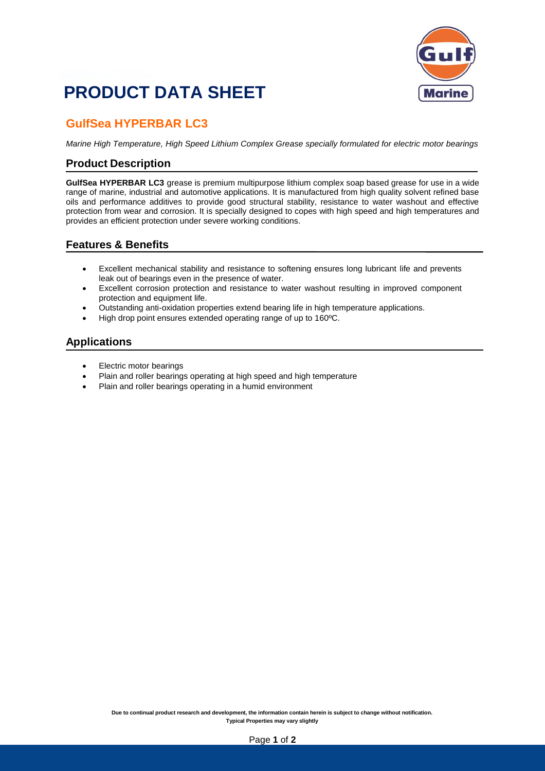# PRODUCT DATA SHEET

## GulfSea HYPERBAR LC3

*Marine High Temperature, High Speed Lithium Complex Grease specially formulated for electric motor bearings*

### Product Description

**GulfSea HYPERBAR LC3** grease is premium multipurpose lithium complex soap based grease for use in a wide range of marine, industrial and automotive applications. It is manufactured from high quality solvent refined base oils and performance additives to provide good structural stability, resistance to water washout and effective protection from wear and corrosion. It is specially designed to copes with high speed and high temperatures and provides an efficient protection under severe working conditions.

### Features & Benefits

- Excellent mechanical stability and resistance to softening ensures long lubricant life and prevents leak out of bearings even in the presence of water.
- Excellent corrosion protection and resistance to water washout resulting in improved component protection and equipment life.
- Outstanding anti-oxidation properties extend bearing life in high temperature applications.
- High drop point ensures extended operating range of up to 160ºC.

### Applications

- Electric motor bearings
- Plain and roller bearings operating at high speed and high temperature
- Plain and roller bearings operating in a humid environment

**Due to continual product research and development, the information contain herein is subject to change without notification.**
**Typical Properties may vary slightly**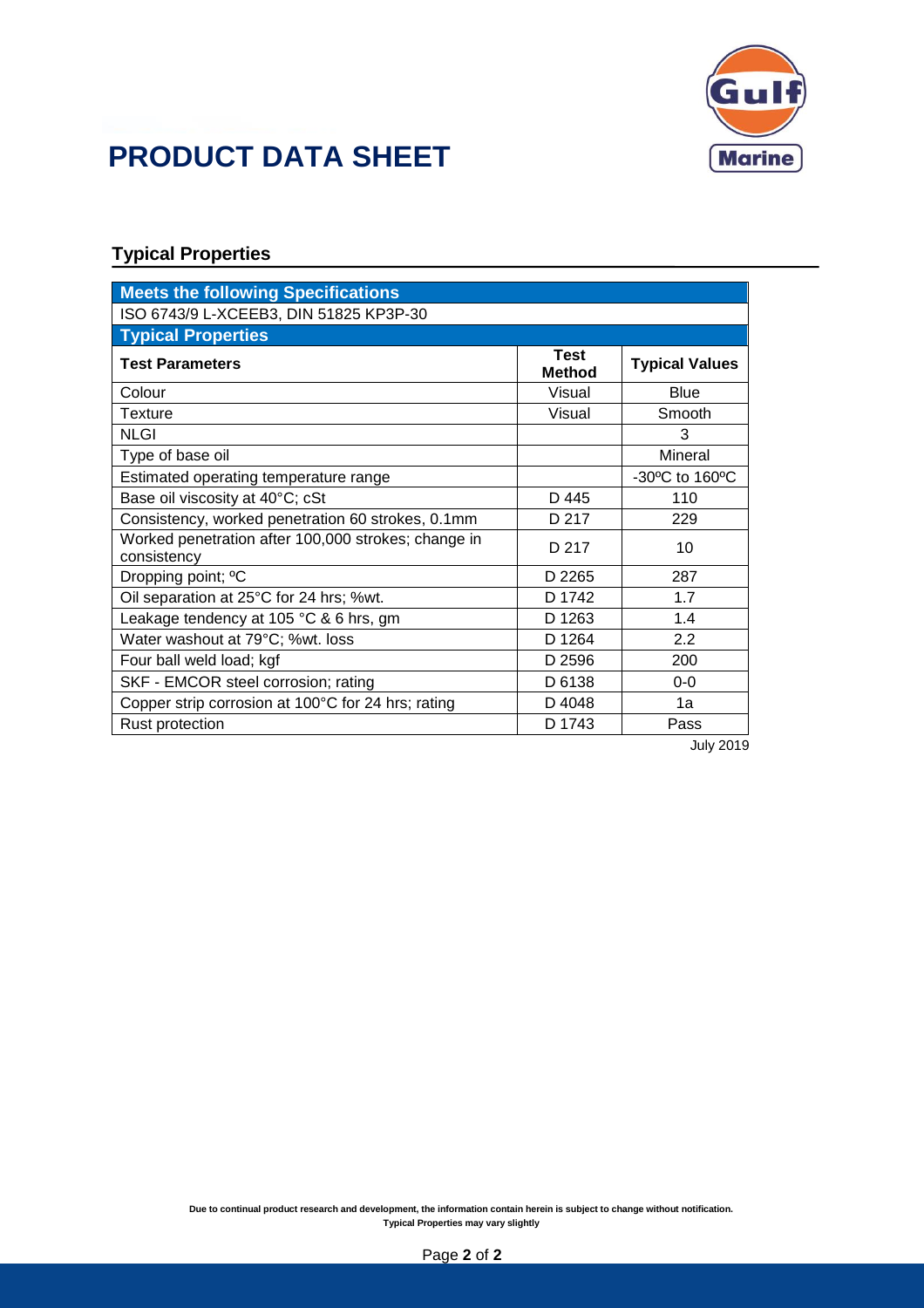# PRODUCT DATA SHEET

## Typical Properties

| Meets the following Specifications | | |
|---|---|---|
| ISO 6743/9 L-XCEEB3, DIN 51825 KP3P-30 | | |
| **Typical Properties** | | |
| **Test Parameters** | **Test Method** | **Typical Values** |
| Colour | Visual | Blue |
| Texture | Visual | Smooth |
| NLGI | | 3 |
| Type of base oil | | Mineral |
| Estimated operating temperature range | | -30ºC to 160ºC |
| Base oil viscosity at 40°C; cSt | D 445 | 110 |
| Consistency, worked penetration 60 strokes, 0.1mm | D 217 | 229 |
| Worked penetration after 100,000 strokes; change in consistency | D 217 | 10 |
| Dropping point; ºC | D 2265 | 287 |
| Oil separation at 25°C for 24 hrs; %wt. | D 1742 | 1.7 |
| Leakage tendency at 105 °C & 6 hrs, gm | D 1263 | 1.4 |
| Water washout at 79°C; %wt. loss | D 1264 | 2.2 |
| Four ball weld load; kgf | D 2596 | 200 |
| SKF - EMCOR steel corrosion; rating | D 6138 | 0-0 |
| Copper strip corrosion at 100°C for 24 hrs; rating | D 4048 | 1a |
| Rust protection | D 1743 | Pass |

July 2019

**Due to continual product research and development, the information contain herein is subject to change without notification.**
**Typical Properties may vary slightly**